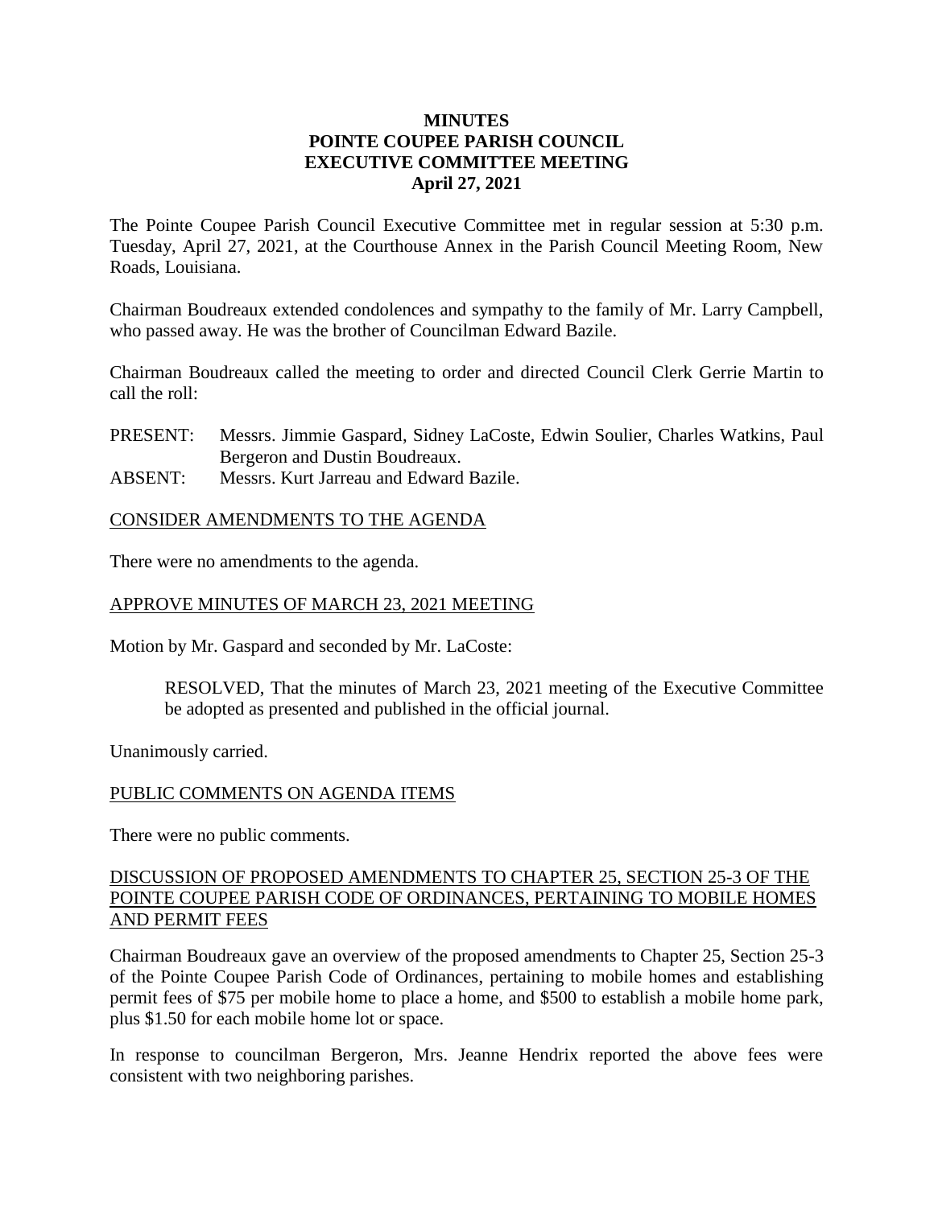**MINUTES**
**POINTE COUPEE PARISH COUNCIL**
**EXECUTIVE COMMITTEE MEETING**
**April 27, 2021**

The Pointe Coupee Parish Council Executive Committee met in regular session at 5:30 p.m. Tuesday, April 27, 2021, at the Courthouse Annex in the Parish Council Meeting Room, New Roads, Louisiana.

Chairman Boudreaux extended condolences and sympathy to the family of Mr. Larry Campbell, who passed away. He was the brother of Councilman Edward Bazile.

Chairman Boudreaux called the meeting to order and directed Council Clerk Gerrie Martin to call the roll:

PRESENT: Messrs. Jimmie Gaspard, Sidney LaCoste, Edwin Soulier, Charles Watkins, Paul Bergeron and Dustin Boudreaux.
ABSENT: Messrs. Kurt Jarreau and Edward Bazile.

CONSIDER AMENDMENTS TO THE AGENDA

There were no amendments to the agenda.

APPROVE MINUTES OF MARCH 23, 2021 MEETING

Motion by Mr. Gaspard and seconded by Mr. LaCoste:

> RESOLVED, That the minutes of March 23, 2021 meeting of the Executive Committee be adopted as presented and published in the official journal.

Unanimously carried.

PUBLIC COMMENTS ON AGENDA ITEMS

There were no public comments.

DISCUSSION OF PROPOSED AMENDMENTS TO CHAPTER 25, SECTION 25-3 OF THE POINTE COUPEE PARISH CODE OF ORDINANCES, PERTAINING TO MOBILE HOMES AND PERMIT FEES

Chairman Boudreaux gave an overview of the proposed amendments to Chapter 25, Section 25-3 of the Pointe Coupee Parish Code of Ordinances, pertaining to mobile homes and establishing permit fees of $75 per mobile home to place a home, and $500 to establish a mobile home park, plus $1.50 for each mobile home lot or space.

In response to councilman Bergeron, Mrs. Jeanne Hendrix reported the above fees were consistent with two neighboring parishes.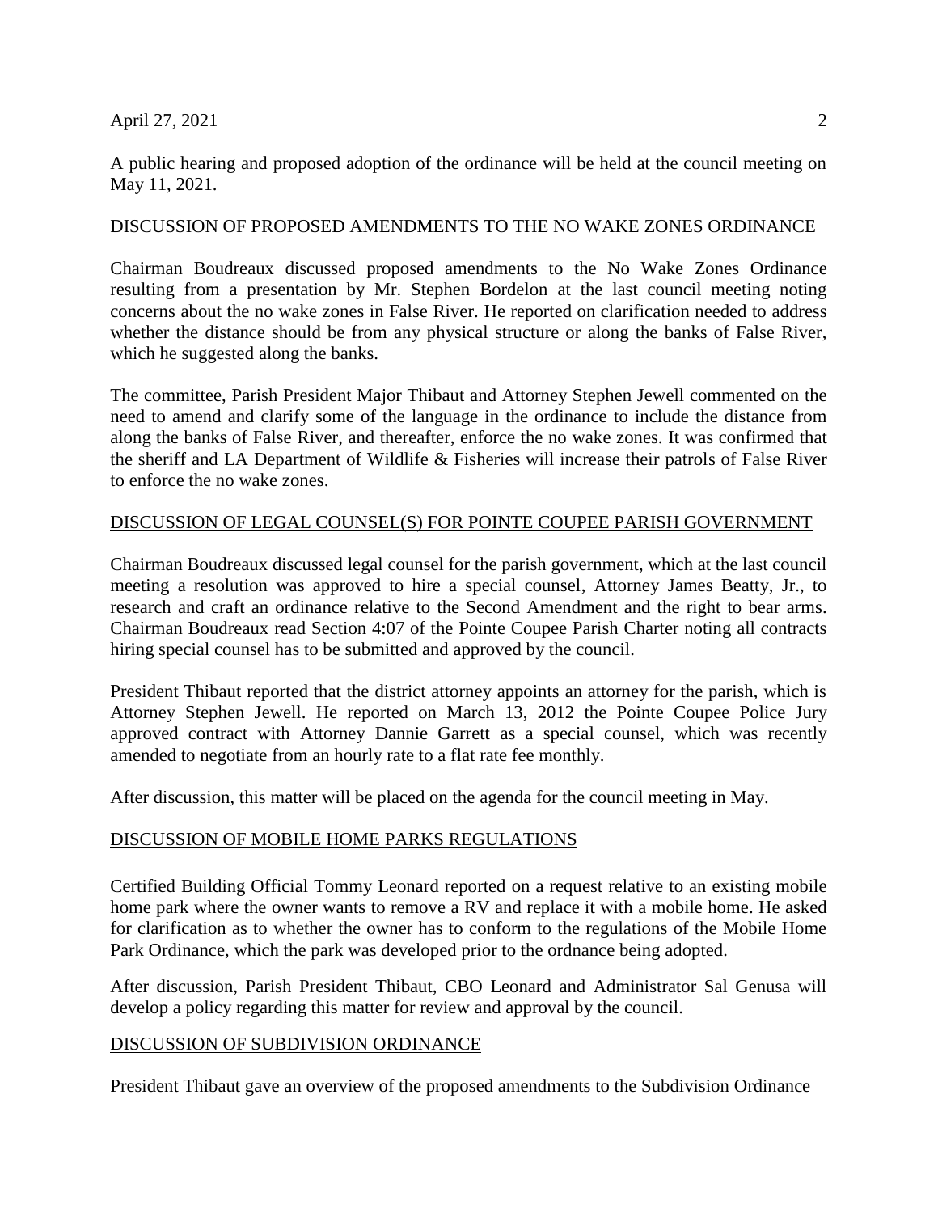A public hearing and proposed adoption of the ordinance will be held at the council meeting on May 11, 2021.

## DISCUSSION OF PROPOSED AMENDMENTS TO THE NO WAKE ZONES ORDINANCE

Chairman Boudreaux discussed proposed amendments to the No Wake Zones Ordinance resulting from a presentation by Mr. Stephen Bordelon at the last council meeting noting concerns about the no wake zones in False River. He reported on clarification needed to address whether the distance should be from any physical structure or along the banks of False River, which he suggested along the banks.

The committee, Parish President Major Thibaut and Attorney Stephen Jewell commented on the need to amend and clarify some of the language in the ordinance to include the distance from along the banks of False River, and thereafter, enforce the no wake zones. It was confirmed that the sheriff and LA Department of Wildlife & Fisheries will increase their patrols of False River to enforce the no wake zones.

## DISCUSSION OF LEGAL COUNSEL(S) FOR POINTE COUPEE PARISH GOVERNMENT

Chairman Boudreaux discussed legal counsel for the parish government, which at the last council meeting a resolution was approved to hire a special counsel, Attorney James Beatty, Jr., to research and craft an ordinance relative to the Second Amendment and the right to bear arms. Chairman Boudreaux read Section 4:07 of the Pointe Coupee Parish Charter noting all contracts hiring special counsel has to be submitted and approved by the council.

President Thibaut reported that the district attorney appoints an attorney for the parish, which is Attorney Stephen Jewell. He reported on March 13, 2012 the Pointe Coupee Police Jury approved contract with Attorney Dannie Garrett as a special counsel, which was recently amended to negotiate from an hourly rate to a flat rate fee monthly.

After discussion, this matter will be placed on the agenda for the council meeting in May.

## DISCUSSION OF MOBILE HOME PARKS REGULATIONS

Certified Building Official Tommy Leonard reported on a request relative to an existing mobile home park where the owner wants to remove a RV and replace it with a mobile home. He asked for clarification as to whether the owner has to conform to the regulations of the Mobile Home Park Ordinance, which the park was developed prior to the ordnance being adopted.

After discussion, Parish President Thibaut, CBO Leonard and Administrator Sal Genusa will develop a policy regarding this matter for review and approval by the council.

## DISCUSSION OF SUBDIVISION ORDINANCE

President Thibaut gave an overview of the proposed amendments to the Subdivision Ordinance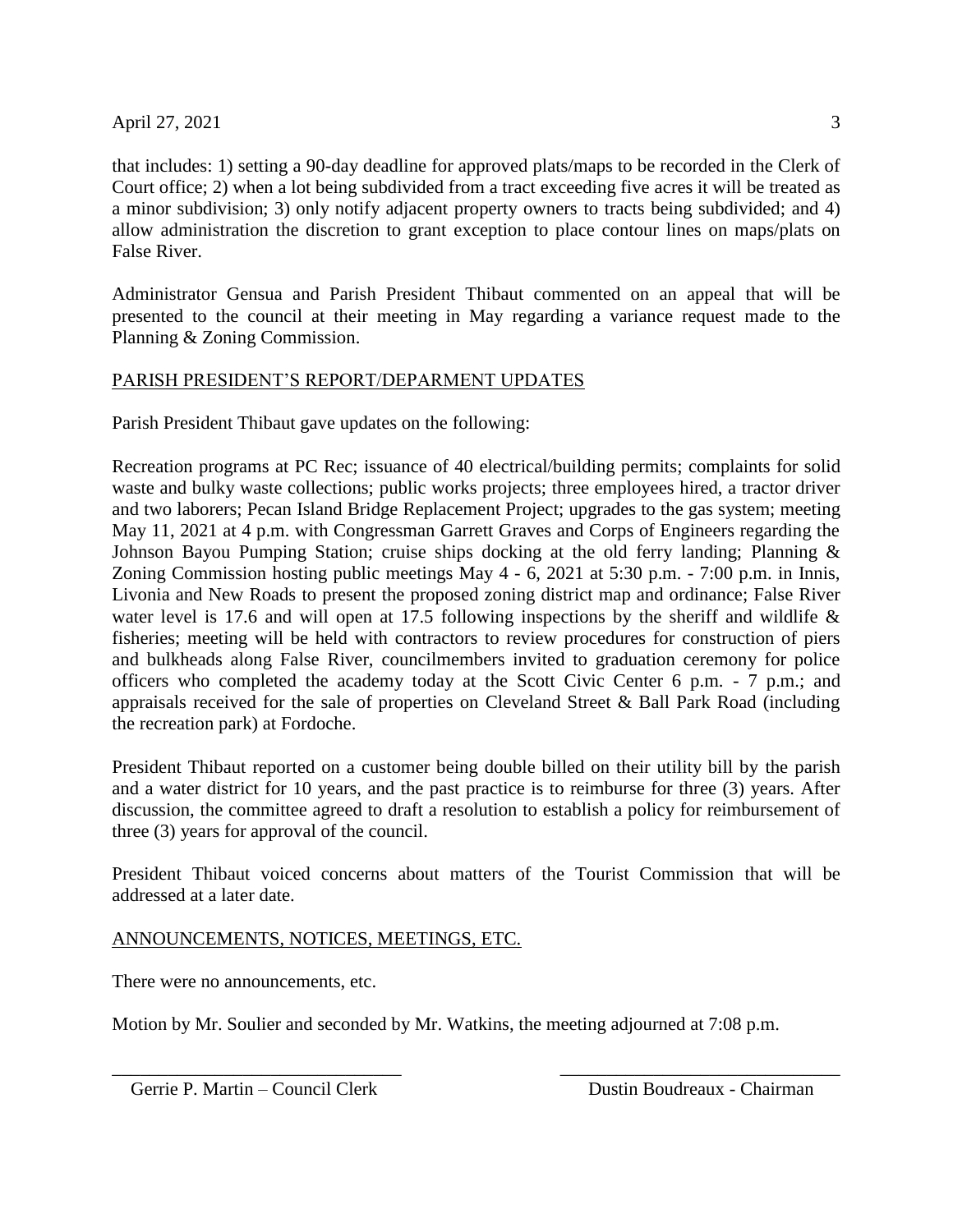that includes: 1) setting a 90-day deadline for approved plats/maps to be recorded in the Clerk of Court office; 2) when a lot being subdivided from a tract exceeding five acres it will be treated as a minor subdivision; 3) only notify adjacent property owners to tracts being subdivided; and 4) allow administration the discretion to grant exception to place contour lines on maps/plats on False River.

Administrator Gensua and Parish President Thibaut commented on an appeal that will be presented to the council at their meeting in May regarding a variance request made to the Planning & Zoning Commission.

PARISH PRESIDENT'S REPORT/DEPARMENT UPDATES

Parish President Thibaut gave updates on the following:

Recreation programs at PC Rec; issuance of 40 electrical/building permits; complaints for solid waste and bulky waste collections; public works projects; three employees hired, a tractor driver and two laborers; Pecan Island Bridge Replacement Project; upgrades to the gas system; meeting May 11, 2021 at 4 p.m. with Congressman Garrett Graves and Corps of Engineers regarding the Johnson Bayou Pumping Station; cruise ships docking at the old ferry landing; Planning & Zoning Commission hosting public meetings May 4 - 6, 2021 at 5:30 p.m. - 7:00 p.m. in Innis, Livonia and New Roads to present the proposed zoning district map and ordinance; False River water level is 17.6 and will open at 17.5 following inspections by the sheriff and wildlife & fisheries; meeting will be held with contractors to review procedures for construction of piers and bulkheads along False River, councilmembers invited to graduation ceremony for police officers who completed the academy today at the Scott Civic Center 6 p.m. - 7 p.m.; and appraisals received for the sale of properties on Cleveland Street & Ball Park Road (including the recreation park) at Fordoche.

President Thibaut reported on a customer being double billed on their utility bill by the parish and a water district for 10 years, and the past practice is to reimburse for three (3) years. After discussion, the committee agreed to draft a resolution to establish a policy for reimbursement of three (3) years for approval of the council.

President Thibaut voiced concerns about matters of the Tourist Commission that will be addressed at a later date.

ANNOUNCEMENTS, NOTICES, MEETINGS, ETC.

There were no announcements, etc.

Motion by Mr. Soulier and seconded by Mr. Watkins, the meeting adjourned at 7:08 p.m.

\_\_\_\_\_\_\_\_\_\_\_\_\_\_\_\_\_\_\_\_\_\_\_\_\_\_\_\_\_\_ \_\_\_\_\_\_\_\_\_\_\_\_\_\_\_\_\_\_\_\_\_\_\_\_\_\_\_\_\_\_

Gerrie P. Martin – Council Clerk Dustin Boudreaux - Chairman